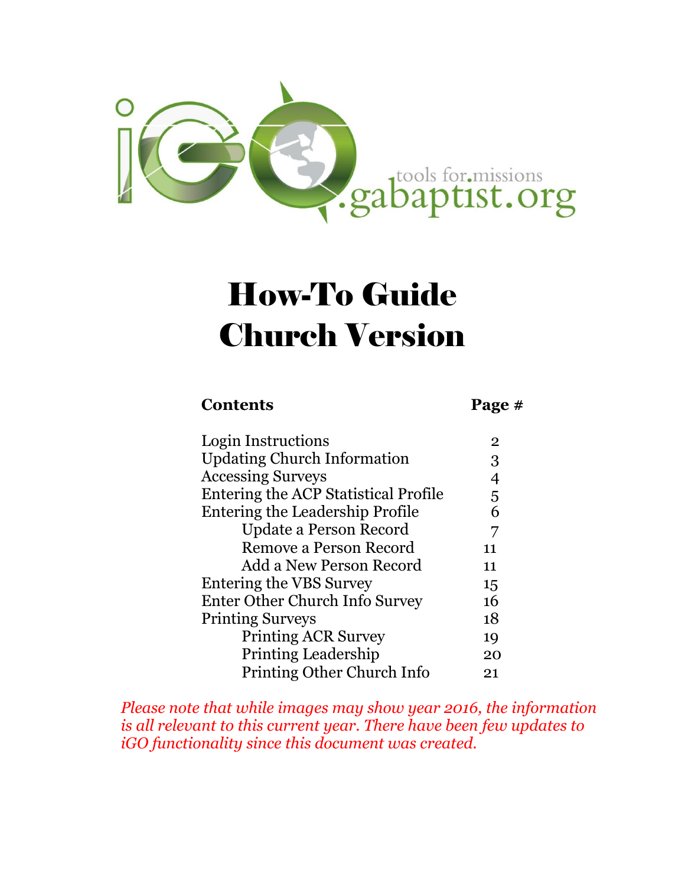iGO tools for.missions .gabaptist.org

# How-To Guide
# Church Version

| Contents | Page # |
| --- | --- |
| Login Instructions | 2 |
| Updating Church Information | 3 |
| Accessing Surveys | 4 |
| Entering the ACP Statistical Profile | 5 |
| Entering the Leadership Profile | 6 |
| Update a Person Record | 7 |
| Remove a Person Record | 11 |
| Add a New Person Record | 11 |
| Entering the VBS Survey | 15 |
| Enter Other Church Info Survey | 16 |
| Printing Surveys | 18 |
| Printing ACR Survey | 19 |
| Printing Leadership | 20 |
| Printing Other Church Info | 21 |

*Please note that while images may show year 2016, the information is all relevant to this current year. There have been few updates to iGO functionality since this document was created.*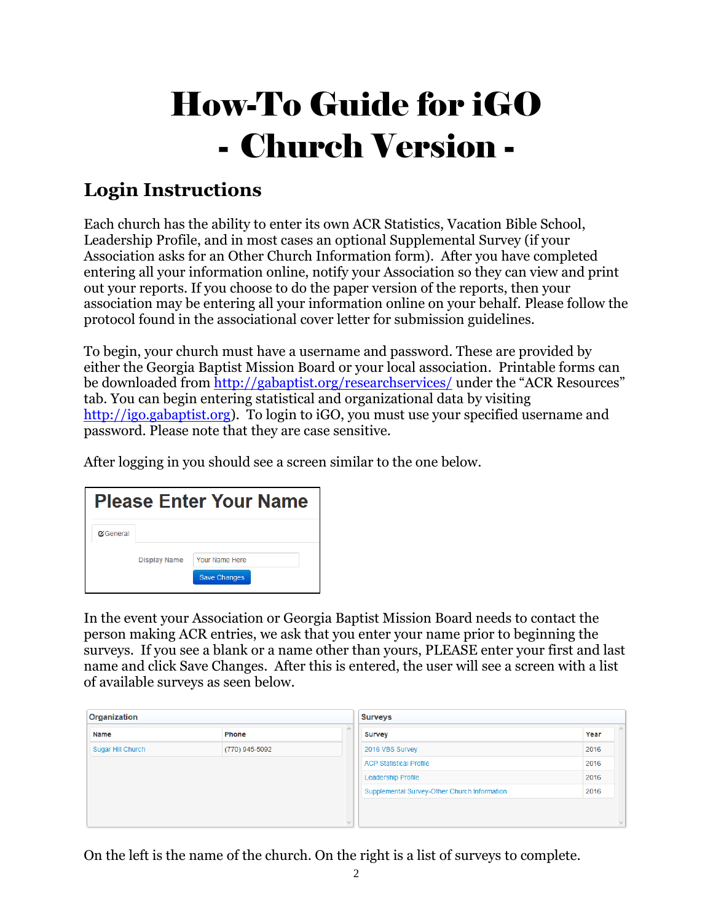# How-To Guide for iGO
# - Church Version -

## Login Instructions

Each church has the ability to enter its own ACR Statistics, Vacation Bible School, Leadership Profile, and in most cases an optional Supplemental Survey (if your Association asks for an Other Church Information form). After you have completed entering all your information online, notify your Association so they can view and print out your reports. If you choose to do the paper version of the reports, then your association may be entering all your information online on your behalf. Please follow the protocol found in the associational cover letter for submission guidelines.

To begin, your church must have a username and password. These are provided by either the Georgia Baptist Mission Board or your local association. Printable forms can be downloaded from http://gabaptist.org/researchservices/ under the "ACR Resources" tab. You can begin entering statistical and organizational data by visiting http://igo.gabaptist.org). To login to iGO, you must use your specified username and password. Please note that they are case sensitive.

After logging in you should see a screen similar to the one below.

**Please Enter Your Name**

General

Display Name: Your Name Here

Save Changes

In the event your Association or Georgia Baptist Mission Board needs to contact the person making ACR entries, we ask that you enter your name prior to beginning the surveys. If you see a blank or a name other than yours, PLEASE enter your first and last name and click Save Changes. After this is entered, the user will see a screen with a list of available surveys as seen below.

**Organization**

| Name | Phone |
|---|---|
| Sugar Hill Church | (770) 945-5092 |

**Surveys**

| Survey | Year |
|---|---|
| 2016 VBS Survey | 2016 |
| ACP Statistical Profile | 2016 |
| Leadership Profile | 2016 |
| Supplemental Survey-Other Church Information | 2016 |

On the left is the name of the church. On the right is a list of surveys to complete.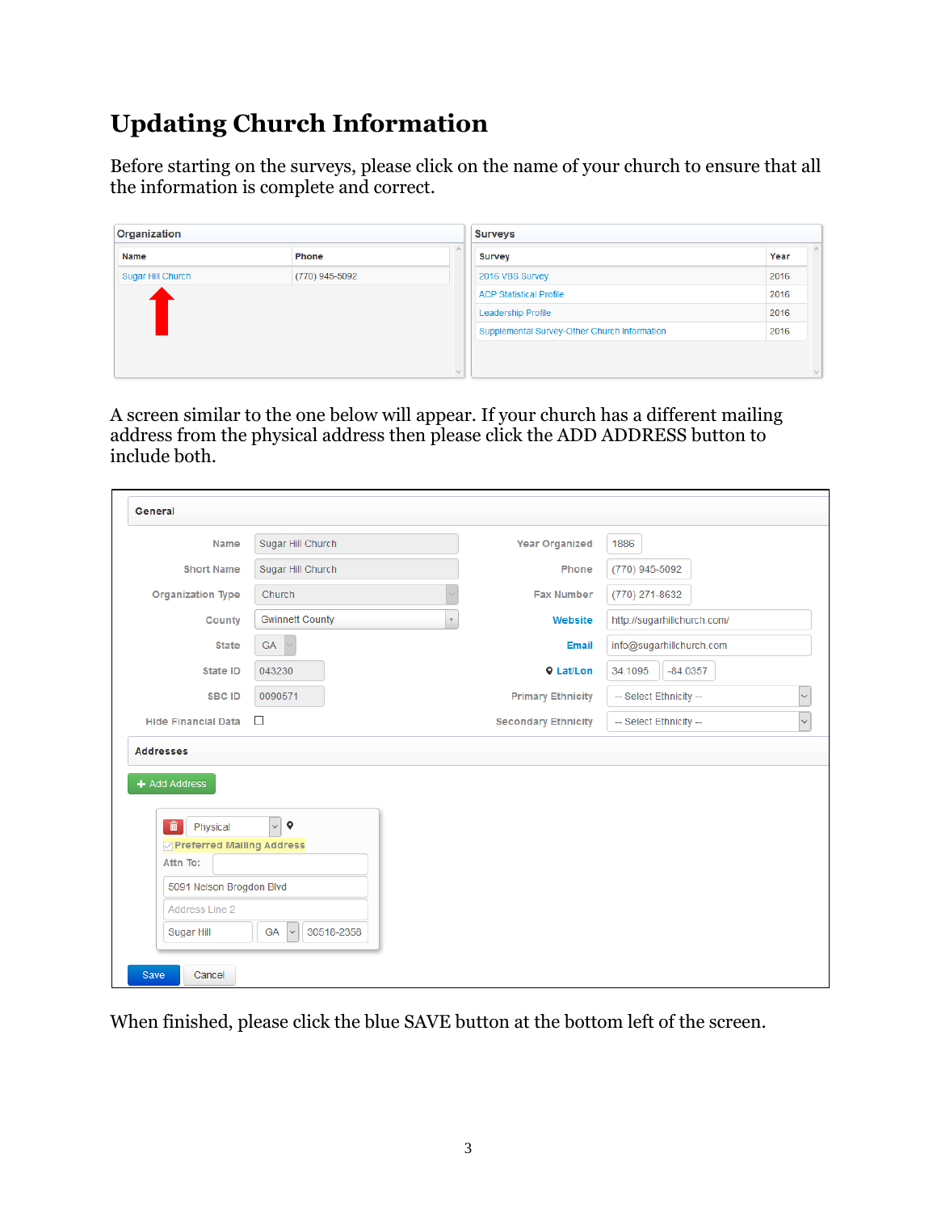# Updating Church Information

Before starting on the surveys, please click on the name of your church to ensure that all the information is complete and correct.

A screen similar to the one below will appear. If your church has a different mailing address from the physical address then please click the ADD ADDRESS button to include both.

When finished, please click the blue SAVE button at the bottom left of the screen.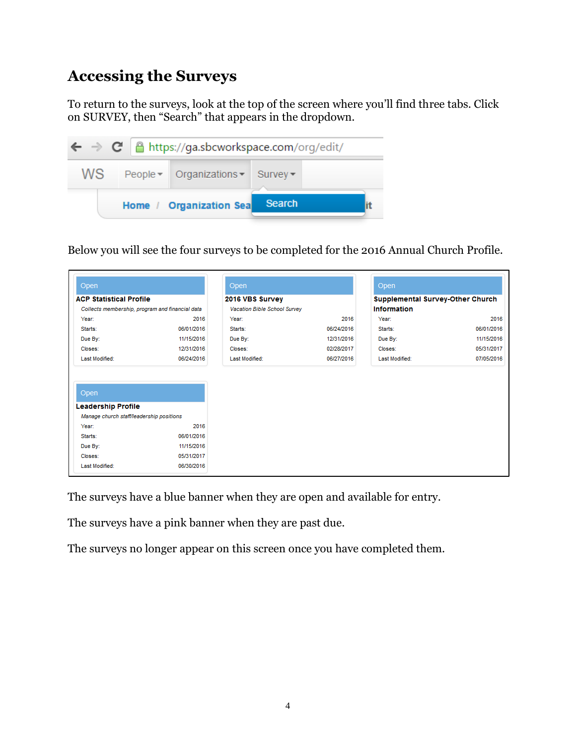## Accessing the Surveys

To return to the surveys, look at the top of the screen where you'll find three tabs. Click on SURVEY, then "Search" that appears in the dropdown.

https://ga.sbcworkspace.com/org/edit/

WS | People ▾ | Organizations ▾ | Survey ▾

Home / Organization Sea... | Search

Below you will see the four surveys to be completed for the 2016 Annual Church Profile.

**Open**

**ACP Statistical Profile**

*Collects membership, program and financial data*

| | |
|---|---|
| Year: | 2016 |
| Starts: | 06/01/2016 |
| Due By: | 11/15/2016 |
| Closes: | 12/31/2016 |
| Last Modified: | 06/24/2016 |

**Open**

**2016 VBS Survey**

*Vacation Bible School Survey*

| | |
|---|---|
| Year: | 2016 |
| Starts: | 06/24/2016 |
| Due By: | 12/31/2016 |
| Closes: | 02/28/2017 |
| Last Modified: | 06/27/2016 |

**Open**

**Supplemental Survey-Other Church Information**

| | |
|---|---|
| Year: | 2016 |
| Starts: | 06/01/2016 |
| Due By: | 11/15/2016 |
| Closes: | 05/31/2017 |
| Last Modified: | 07/05/2016 |

**Open**

**Leadership Profile**

*Manage church staff/leadership positions*

| | |
|---|---|
| Year: | 2016 |
| Starts: | 06/01/2016 |
| Due By: | 11/15/2016 |
| Closes: | 05/31/2017 |
| Last Modified: | 06/30/2016 |

The surveys have a blue banner when they are open and available for entry.

The surveys have a pink banner when they are past due.

The surveys no longer appear on this screen once you have completed them.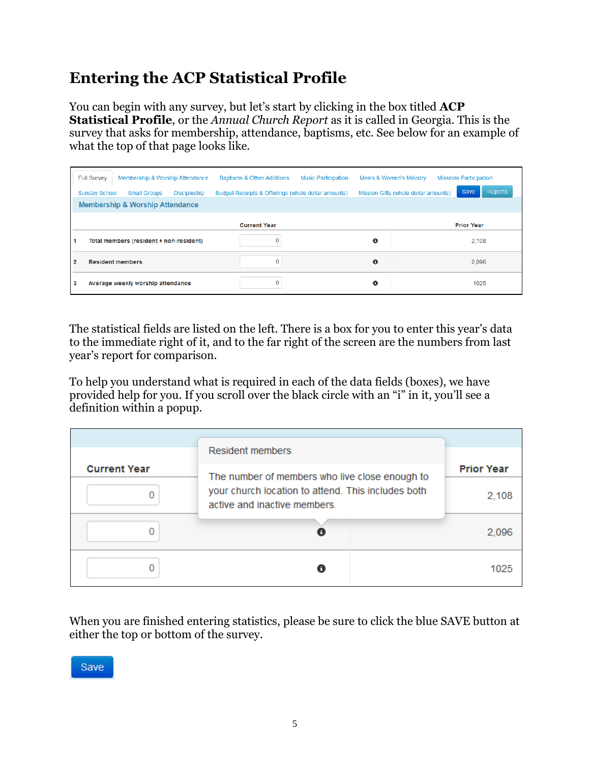## Entering the ACP Statistical Profile

You can begin with any survey, but let's start by clicking in the box titled **ACP Statistical Profile**, or the *Annual Church Report* as it is called in Georgia. This is the survey that asks for membership, attendance, baptisms, etc. See below for an example of what the top of that page looks like.

Full Survey | Membership & Worship Attendance | Baptisms & Other Additions | Music Participation | Men's & Women's Ministry | Missions Participation | Sunday School | Small Groups | Discipleship | Budget Receipts & Offerings (whole dollar amounts) | Mission Gifts (whole dollar amounts) | Save | Reports

**Membership & Worship Attendance**

| | | Current Year | | Prior Year |
|---|---|---|---|---|
| 1 | Total members (resident + non-resident) | 0 | i | 2,108 |
| 2 | Resident members | 0 | i | 2,096 |
| 3 | Average weekly worship attendance | 0 | i | 1025 |

The statistical fields are listed on the left. There is a box for you to enter this year's data to the immediate right of it, and to the far right of the screen are the numbers from last year's report for comparison.

To help you understand what is required in each of the data fields (boxes), we have provided help for you. If you scroll over the black circle with an "i" in it, you'll see a definition within a popup.

| Current Year | | Prior Year |
|---|---|---|
| 0 | | 2,108 |
| 0 | i | 2,096 |
| 0 | i | 1025 |

**Resident members**

The number of members who live close enough to your church location to attend. This includes both active and inactive members.

When you are finished entering statistics, please be sure to click the blue SAVE button at either the top or bottom of the survey.

Save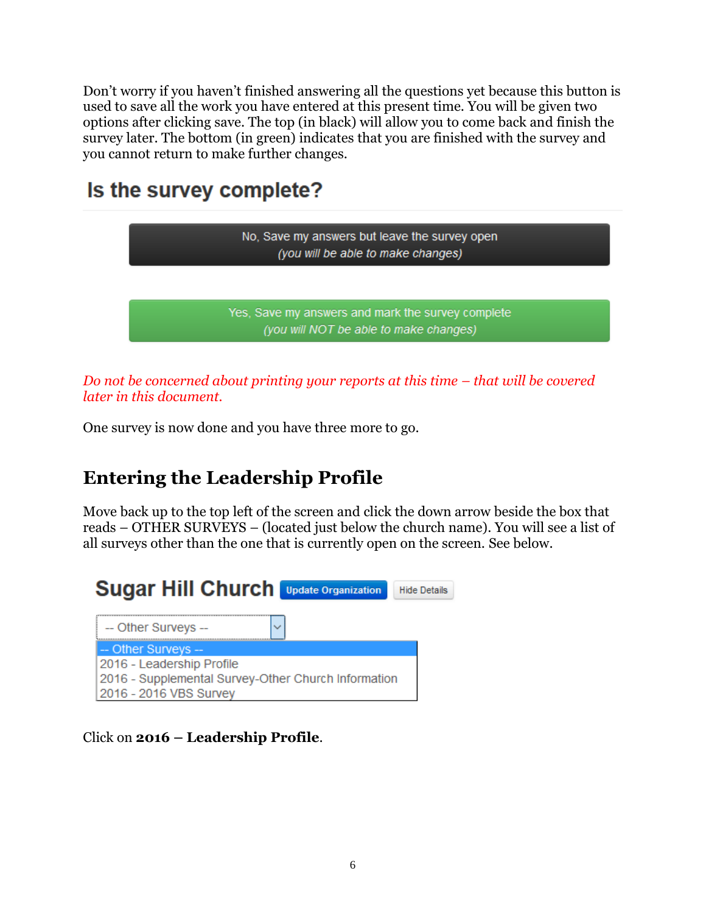Don't worry if you haven't finished answering all the questions yet because this button is used to save all the work you have entered at this present time. You will be given two options after clicking save. The top (in black) will allow you to come back and finish the survey later. The bottom (in green) indicates that you are finished with the survey and you cannot return to make further changes.

## Is the survey complete?

No, Save my answers but leave the survey open
*(you will be able to make changes)*

Yes, Save my answers and mark the survey complete
*(you will NOT be able to make changes)*

*Do not be concerned about printing your reports at this time – that will be covered later in this document.*

One survey is now done and you have three more to go.

## Entering the Leadership Profile

Move back up to the top left of the screen and click the down arrow beside the box that reads – OTHER SURVEYS – (located just below the church name). You will see a list of all surveys other than the one that is currently open on the screen. See below.

**Sugar Hill Church** Update Organization Hide Details

-- Other Surveys --

- -- Other Surveys --
- 2016 - Leadership Profile
- 2016 - Supplemental Survey-Other Church Information
- 2016 - 2016 VBS Survey

Click on **2016 – Leadership Profile**.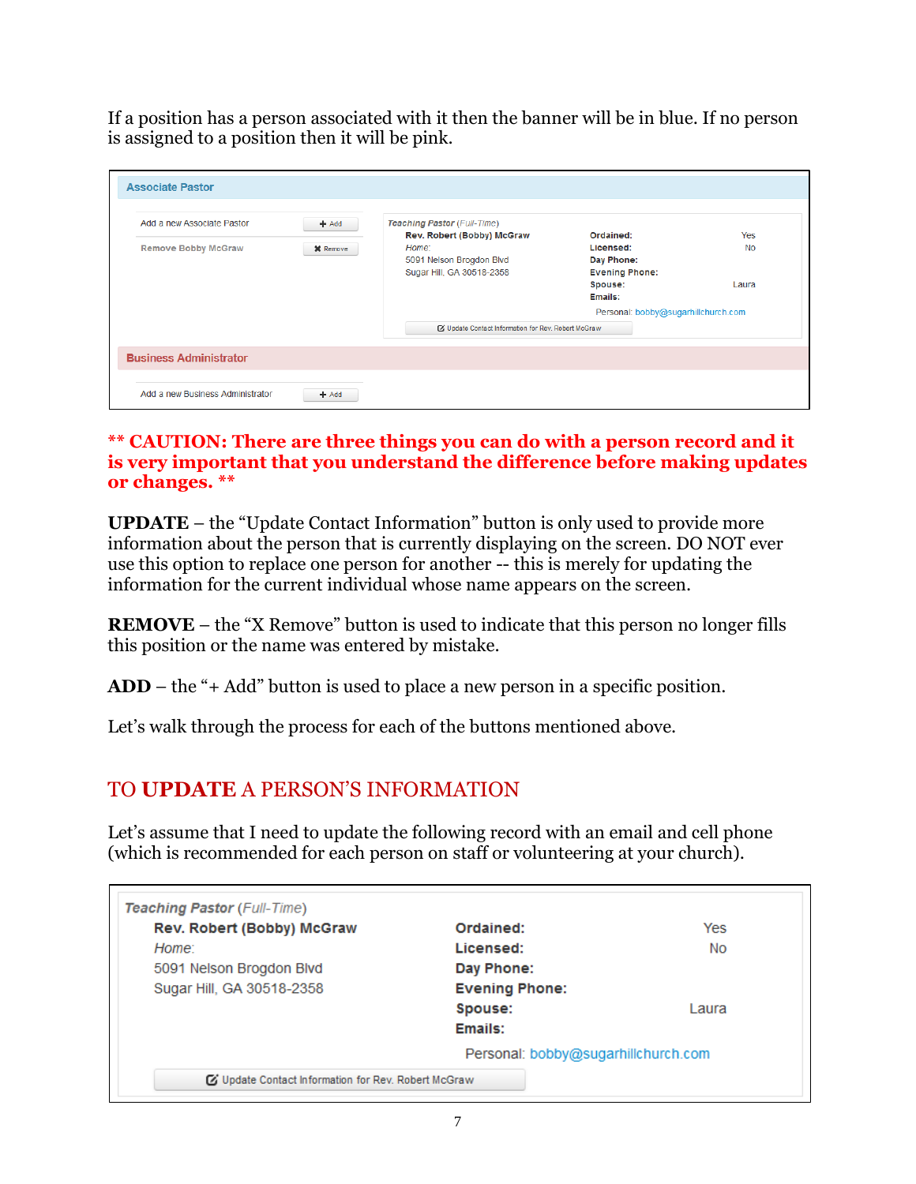If a position has a person associated with it then the banner will be in blue. If no person is assigned to a position then it will be pink.

**Associate Pastor**

Add a new Associate Pastor — + Add

Remove Bobby McGraw — ✖ Remove

*Teaching Pastor* (*Full-Time*)
**Rev. Robert (Bobby) McGraw**
*Home:*
5091 Nelson Brogdon Blvd
Sugar Hill, GA 30518-2358

| | |
|---|---|
| **Ordained:** | Yes |
| **Licensed:** | No |
| **Day Phone:** | |
| **Evening Phone:** | |
| **Spouse:** | Laura |
| **Emails:** | |

Personal: bobby@sugarhillchurch.com

Update Contact Information for Rev. Robert McGraw

**Business Administrator**

Add a new Business Administrator — + Add

**\*\* CAUTION: There are three things you can do with a person record and it is very important that you understand the difference before making updates or changes. \*\***

**UPDATE** – the "Update Contact Information" button is only used to provide more information about the person that is currently displaying on the screen. DO NOT ever use this option to replace one person for another -- this is merely for updating the information for the current individual whose name appears on the screen.

**REMOVE** – the "X Remove" button is used to indicate that this person no longer fills this position or the name was entered by mistake.

**ADD** – the "+ Add" button is used to place a new person in a specific position.

Let's walk through the process for each of the buttons mentioned above.

## TO **UPDATE** A PERSON'S INFORMATION

Let's assume that I need to update the following record with an email and cell phone (which is recommended for each person on staff or volunteering at your church).

*Teaching Pastor* (*Full-Time*)
**Rev. Robert (Bobby) McGraw**
*Home:*
5091 Nelson Brogdon Blvd
Sugar Hill, GA 30518-2358

| | |
|---|---|
| **Ordained:** | Yes |
| **Licensed:** | No |
| **Day Phone:** | |
| **Evening Phone:** | |
| **Spouse:** | Laura |
| **Emails:** | |

Personal: bobby@sugarhillchurch.com

Update Contact Information for Rev. Robert McGraw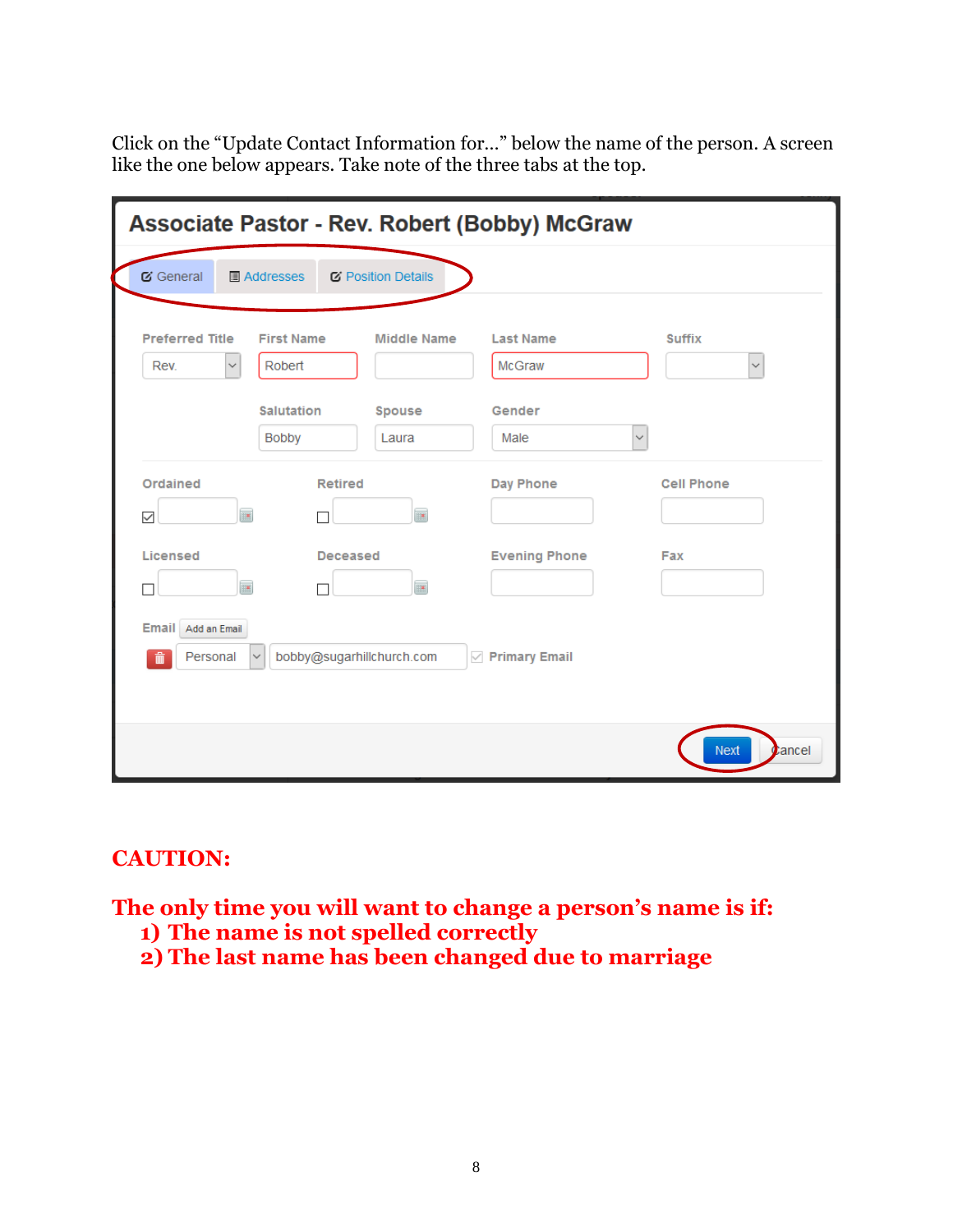Click on the “Update Contact Information for…” below the name of the person. A screen like the one below appears. Take note of the three tabs at the top.

## CAUTION:

**The only time you will want to change a person’s name is if:**

1) **The name is not spelled correctly**
2) **The last name has been changed due to marriage**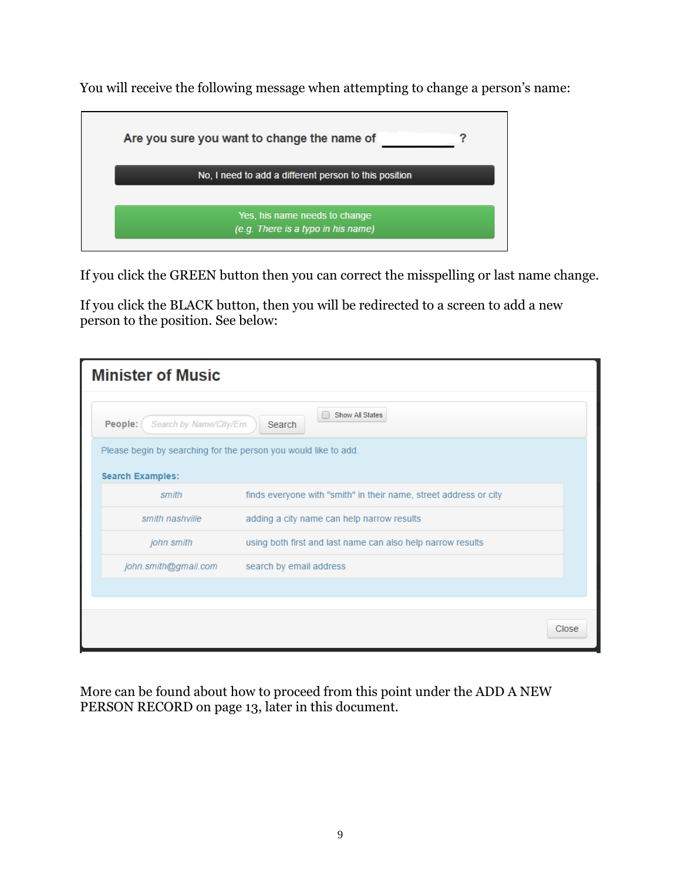You will receive the following message when attempting to change a person's name:

> **Are you sure you want to change the name of __________ ?**
>
> No, I need to add a different person to this position
>
> Yes, his name needs to change
> *(e.g. There is a typo in his name)*

If you click the GREEN button then you can correct the misspelling or last name change.

If you click the BLACK button, then you will be redirected to a screen to add a new person to the position. See below:

> **Minister of Music**
>
> People: Search by Name/City/Em | Search | Show All States
>
> Please begin by searching for the person you would like to add.
>
> **Search Examples:**
>
> | | |
> |---|---|
> | *smith* | finds everyone with "smith" in their name, street address or city |
> | *smith nashville* | adding a city name can help narrow results |
> | *john smith* | using both first and last name can also help narrow results |
> | *john.smith@gmail.com* | search by email address |
>
> Close

More can be found about how to proceed from this point under the ADD A NEW PERSON RECORD on page 13, later in this document.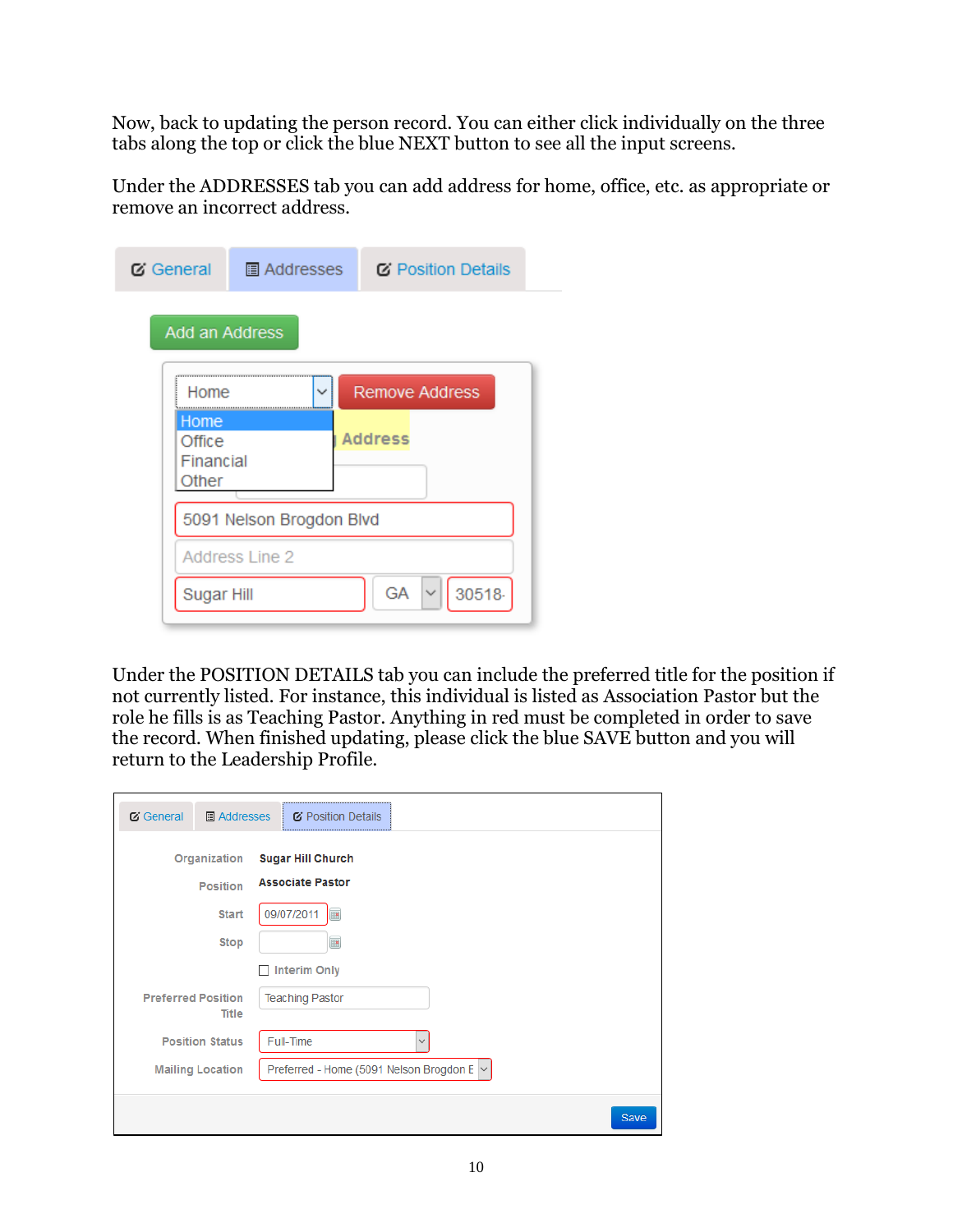Now, back to updating the person record. You can either click individually on the three tabs along the top or click the blue NEXT button to see all the input screens.

Under the ADDRESSES tab you can add address for home, office, etc. as appropriate or remove an incorrect address.

Under the POSITION DETAILS tab you can include the preferred title for the position if not currently listed. For instance, this individual is listed as Association Pastor but the role he fills is as Teaching Pastor. Anything in red must be completed in order to save the record. When finished updating, please click the blue SAVE button and you will return to the Leadership Profile.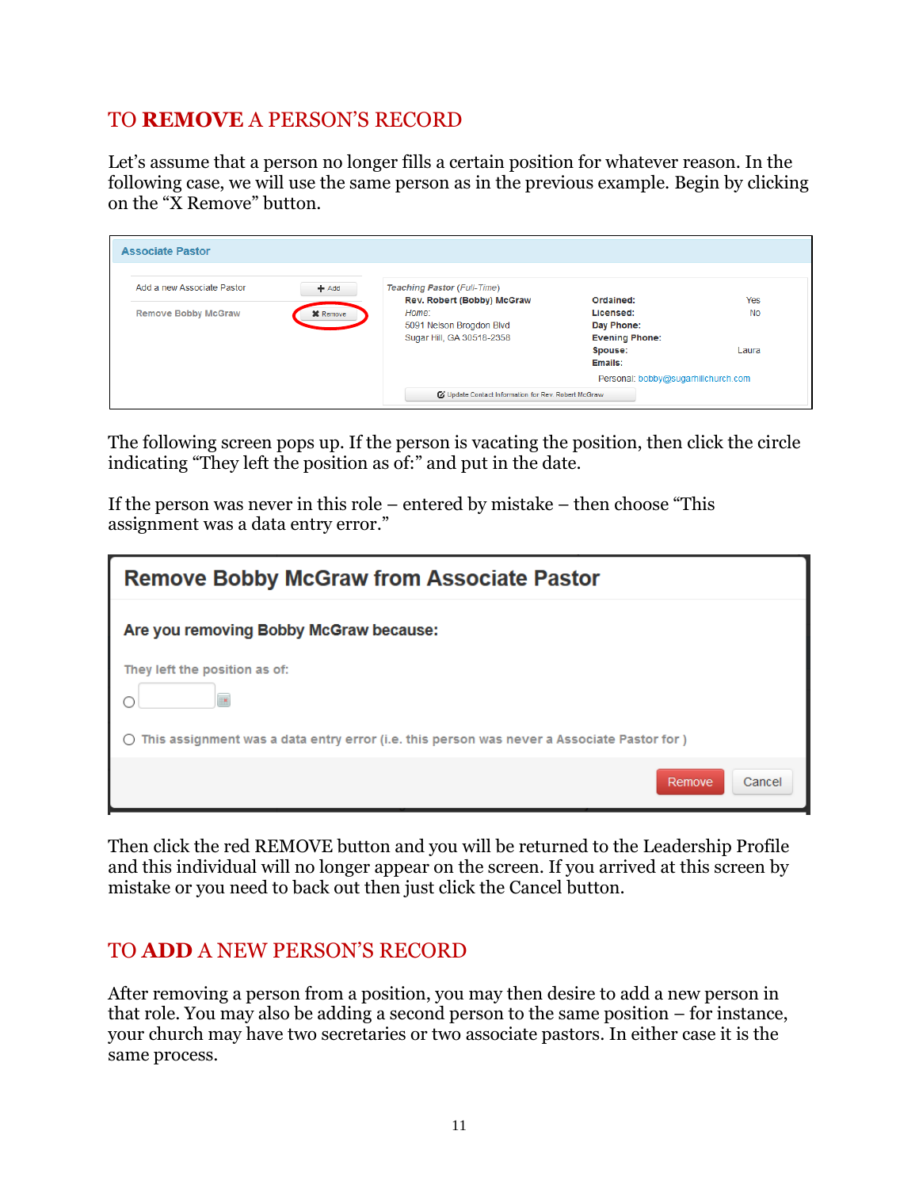## TO **REMOVE** A PERSON'S RECORD

Let's assume that a person no longer fills a certain position for whatever reason. In the following case, we will use the same person as in the previous example. Begin by clicking on the "X Remove" button.

The following screen pops up. If the person is vacating the position, then click the circle indicating "They left the position as of:" and put in the date.

If the person was never in this role – entered by mistake – then choose "This assignment was a data entry error."

Then click the red REMOVE button and you will be returned to the Leadership Profile and this individual will no longer appear on the screen. If you arrived at this screen by mistake or you need to back out then just click the Cancel button.

## TO **ADD** A NEW PERSON'S RECORD

After removing a person from a position, you may then desire to add a new person in that role. You may also be adding a second person to the same position – for instance, your church may have two secretaries or two associate pastors. In either case it is the same process.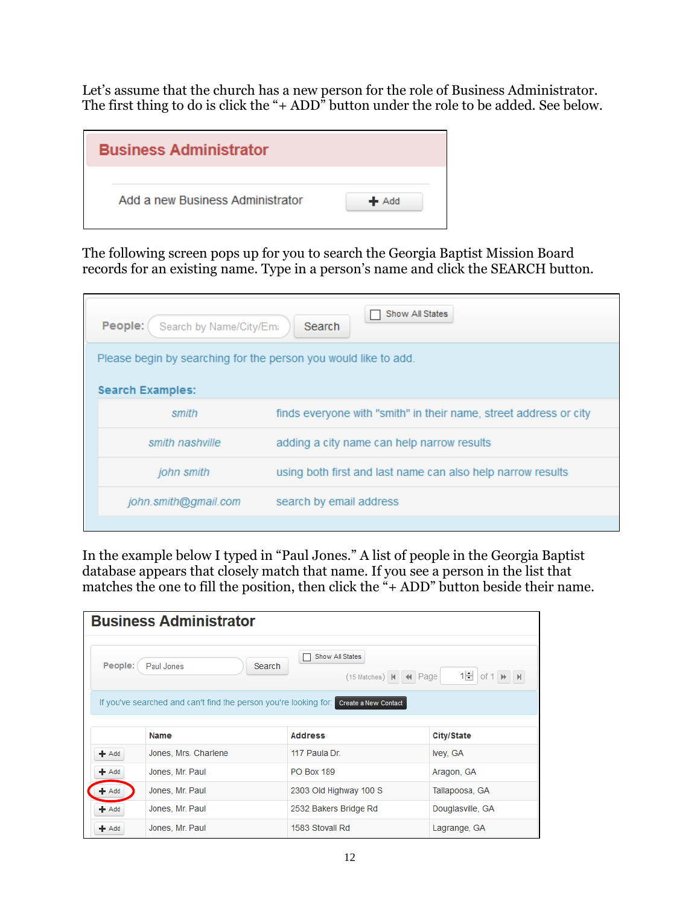Let's assume that the church has a new person for the role of Business Administrator. The first thing to do is click the "+ ADD" button under the role to be added. See below.

**Business Administrator**

Add a new Business Administrator | + Add

The following screen pops up for you to search the Georgia Baptist Mission Board records for an existing name. Type in a person's name and click the SEARCH button.

People: [Search by Name/City/Em] Search | ☐ Show All States

Please begin by searching for the person you would like to add.

**Search Examples:**

| | |
|---|---|
| *smith* | finds everyone with "smith" in their name, street address or city |
| *smith nashville* | adding a city name can help narrow results |
| *john smith* | using both first and last name can also help narrow results |
| *john.smith@gmail.com* | search by email address |

In the example below I typed in "Paul Jones." A list of people in the Georgia Baptist database appears that closely match that name. If you see a person in the list that matches the one to fill the position, then click the "+ ADD" button beside their name.

**Business Administrator**

People: [Paul Jones] Search | ☐ Show All States | (15 Matches) Page 1 of 1

If you've searched and can't find the person you're looking for: Create a New Contact

| | Name | Address | City/State |
|---|---|---|---|
| + Add | Jones, Mrs. Charlene | 117 Paula Dr. | Ivey, GA |
| + Add | Jones, Mr. Paul | PO Box 189 | Aragon, GA |
| + Add | Jones, Mr. Paul | 2303 Old Highway 100 S | Tallapoosa, GA |
| + Add | Jones, Mr. Paul | 2532 Bakers Bridge Rd | Douglasville, GA |
| + Add | Jones, Mr. Paul | 1583 Stovall Rd | Lagrange, GA |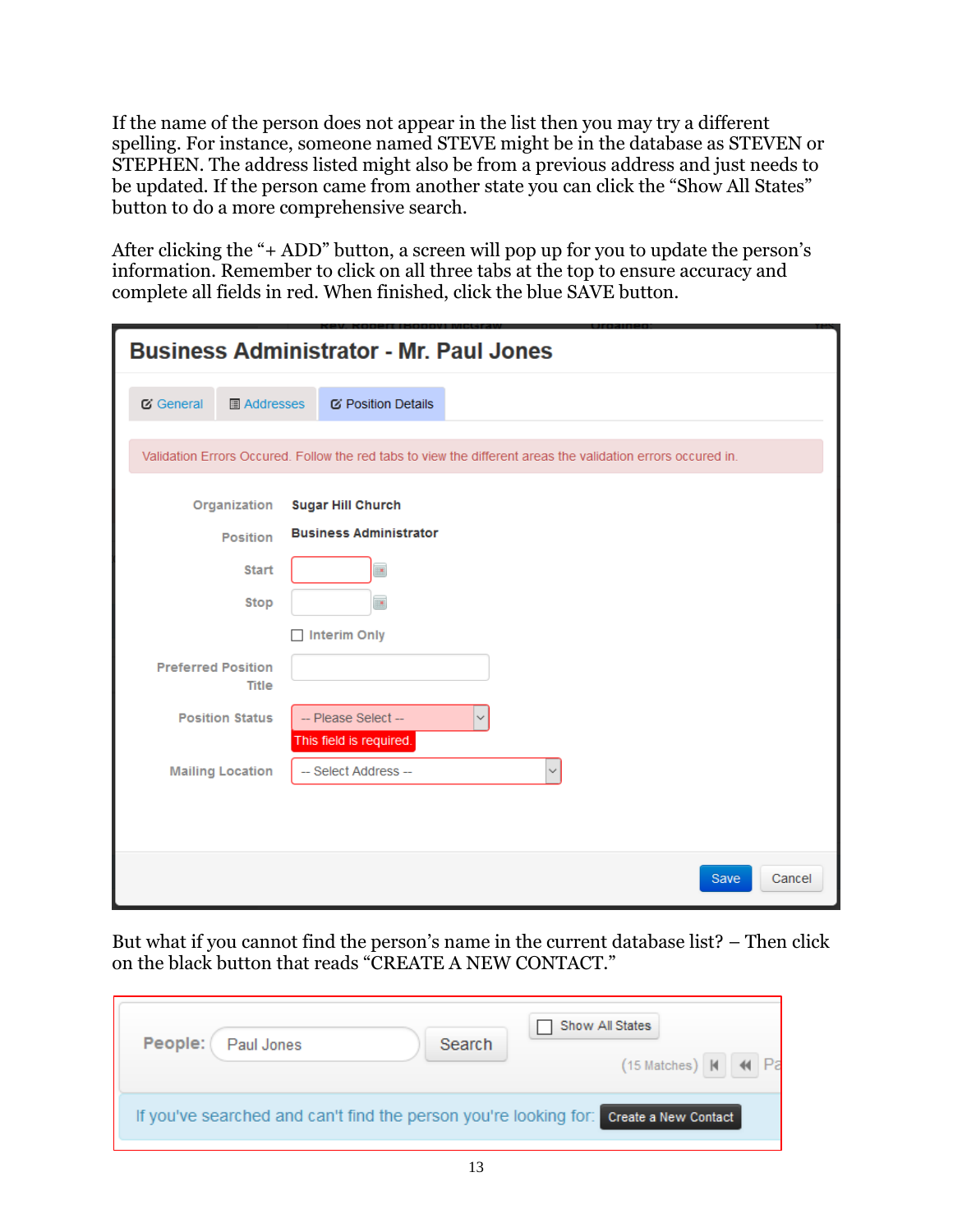If the name of the person does not appear in the list then you may try a different spelling. For instance, someone named STEVE might be in the database as STEVEN or STEPHEN. The address listed might also be from a previous address and just needs to be updated. If the person came from another state you can click the “Show All States” button to do a more comprehensive search.

After clicking the “+ ADD” button, a screen will pop up for you to update the person’s information. Remember to click on all three tabs at the top to ensure accuracy and complete all fields in red. When finished, click the blue SAVE button.

But what if you cannot find the person’s name in the current database list? – Then click on the black button that reads “CREATE A NEW CONTACT.”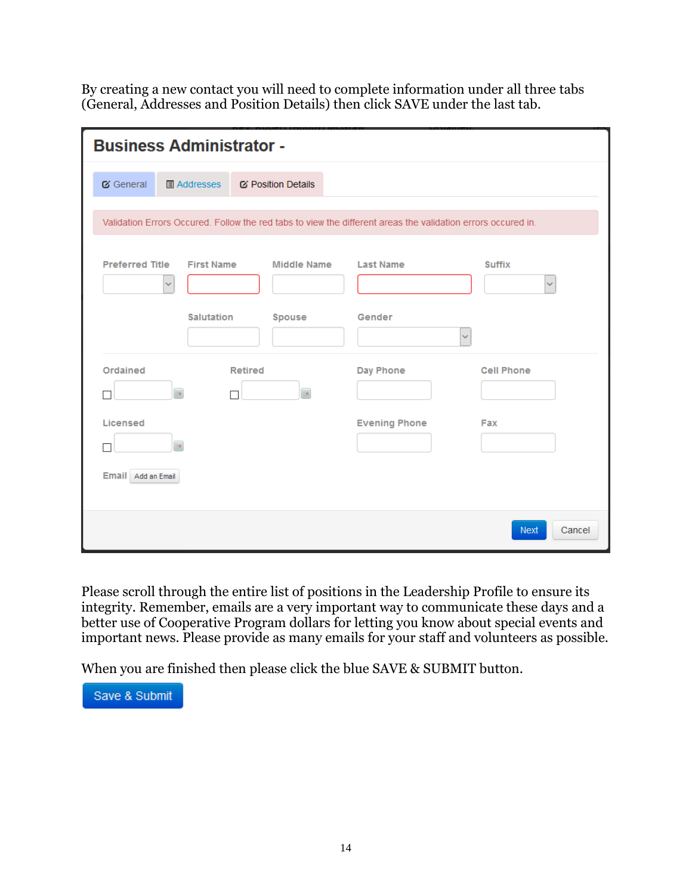By creating a new contact you will need to complete information under all three tabs (General, Addresses and Position Details) then click SAVE under the last tab.

**Business Administrator -**

General | Addresses | Position Details

Validation Errors Occured. Follow the red tabs to view the different areas the validation errors occured in.

Preferred Title | First Name | Middle Name | Last Name | Suffix

Salutation | Spouse | Gender

Ordained | Retired | Day Phone | Cell Phone

Licensed | Evening Phone | Fax

Email [Add an Email]

[Next] [Cancel]

Please scroll through the entire list of positions in the Leadership Profile to ensure its integrity. Remember, emails are a very important way to communicate these days and a better use of Cooperative Program dollars for letting you know about special events and important news. Please provide as many emails for your staff and volunteers as possible.

When you are finished then please click the blue SAVE & SUBMIT button.

[Save & Submit]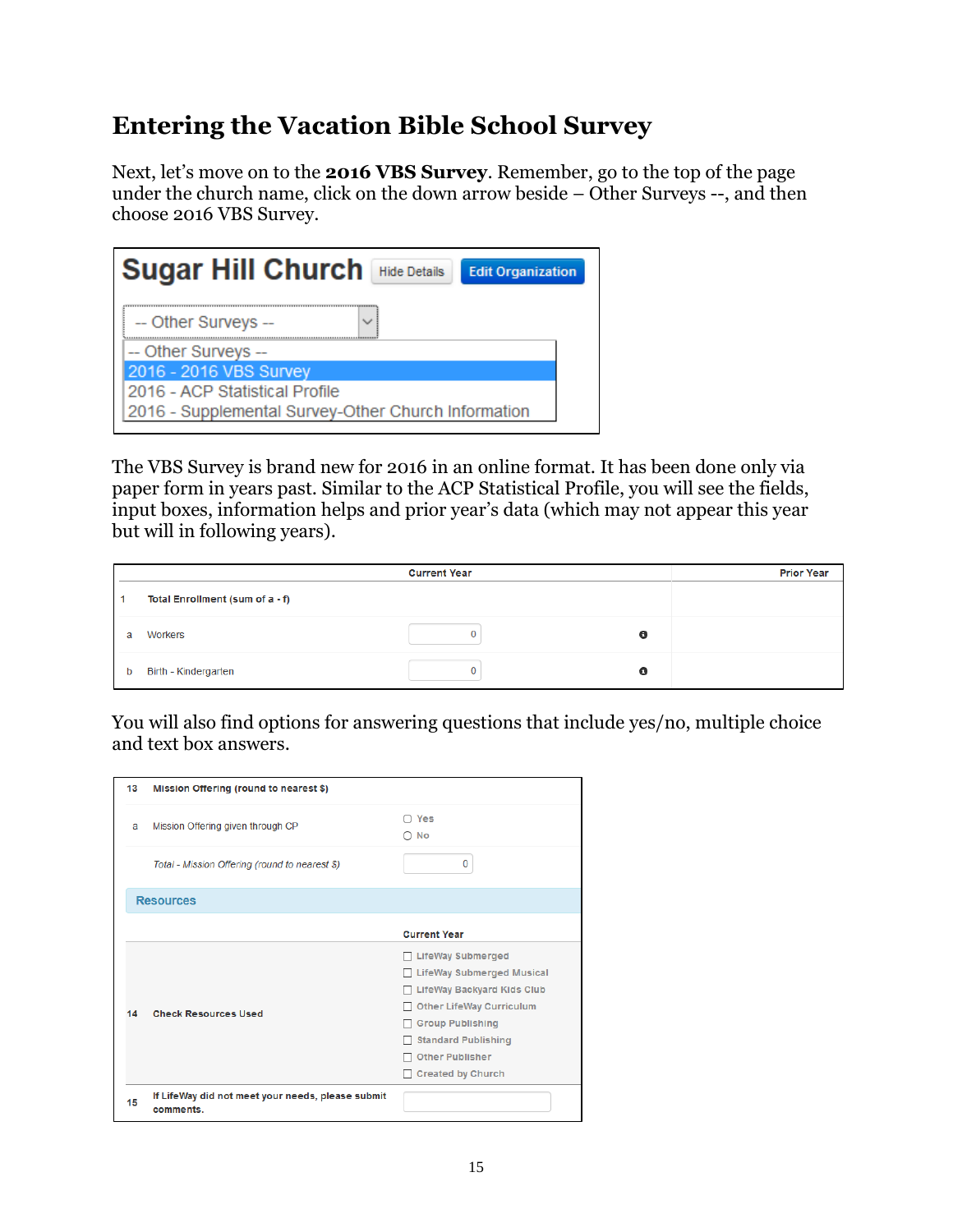# Entering the Vacation Bible School Survey

Next, let's move on to the **2016 VBS Survey**. Remember, go to the top of the page under the church name, click on the down arrow beside – Other Surveys --, and then choose 2016 VBS Survey.

**Sugar Hill Church** Hide Details | Edit Organization

-- Other Surveys --

- -- Other Surveys --
- 2016 - 2016 VBS Survey
- 2016 - ACP Statistical Profile
- 2016 - Supplemental Survey-Other Church Information

The VBS Survey is brand new for 2016 in an online format. It has been done only via paper form in years past. Similar to the ACP Statistical Profile, you will see the fields, input boxes, information helps and prior year's data (which may not appear this year but will in following years).

| | | Current Year | Prior Year |
|---|---|---|---|
| 1 | Total Enrollment (sum of a - f) | | |
| a | Workers | 0 | |
| b | Birth - Kindergarten | 0 | |

You will also find options for answering questions that include yes/no, multiple choice and text box answers.

| | | |
|---|---|---|
| 13 | Mission Offering (round to nearest $) | |
| a | Mission Offering given through CP | ○ Yes<br>○ No |
| | *Total - Mission Offering (round to nearest $)* | 0 |
| **Resources** | | |
| | | Current Year |
| 14 | Check Resources Used | ☐ LifeWay Submerged<br>☐ LifeWay Submerged Musical<br>☐ LifeWay Backyard Kids Club<br>☐ Other LifeWay Curriculum<br>☐ Group Publishing<br>☐ Standard Publishing<br>☐ Other Publisher<br>☐ Created by Church |
| 15 | If LifeWay did not meet your needs, please submit comments. | |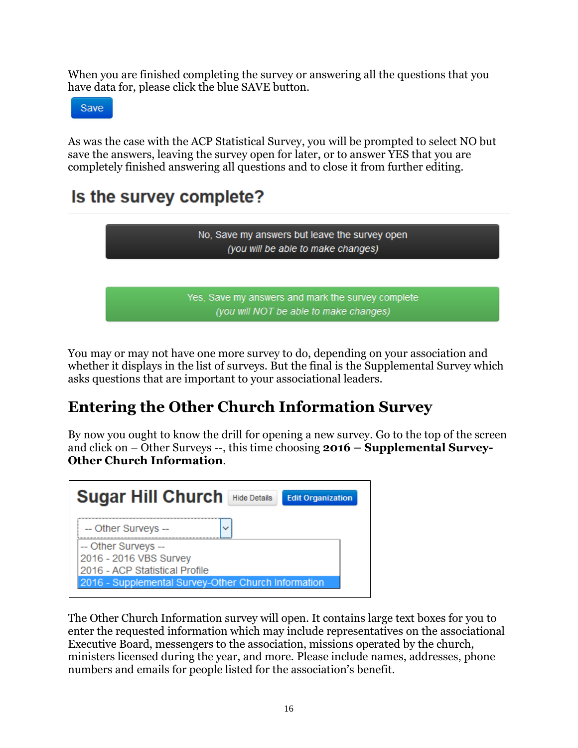When you are finished completing the survey or answering all the questions that you have data for, please click the blue SAVE button.

Save

As was the case with the ACP Statistical Survey, you will be prompted to select NO but save the answers, leaving the survey open for later, or to answer YES that you are completely finished answering all questions and to close it from further editing.

**Is the survey complete?**

No, Save my answers but leave the survey open
*(you will be able to make changes)*

Yes, Save my answers and mark the survey complete
*(you will NOT be able to make changes)*

You may or may not have one more survey to do, depending on your association and whether it displays in the list of surveys. But the final is the Supplemental Survey which asks questions that are important to your associational leaders.

## Entering the Other Church Information Survey

By now you ought to know the drill for opening a new survey. Go to the top of the screen and click on – Other Surveys --, this time choosing **2016 – Supplemental Survey-Other Church Information**.

**Sugar Hill Church** Hide Details Edit Organization

-- Other Surveys --

-- Other Surveys --
2016 - 2016 VBS Survey
2016 - ACP Statistical Profile
2016 - Supplemental Survey-Other Church Information

The Other Church Information survey will open. It contains large text boxes for you to enter the requested information which may include representatives on the associational Executive Board, messengers to the association, missions operated by the church, ministers licensed during the year, and more. Please include names, addresses, phone numbers and emails for people listed for the association's benefit.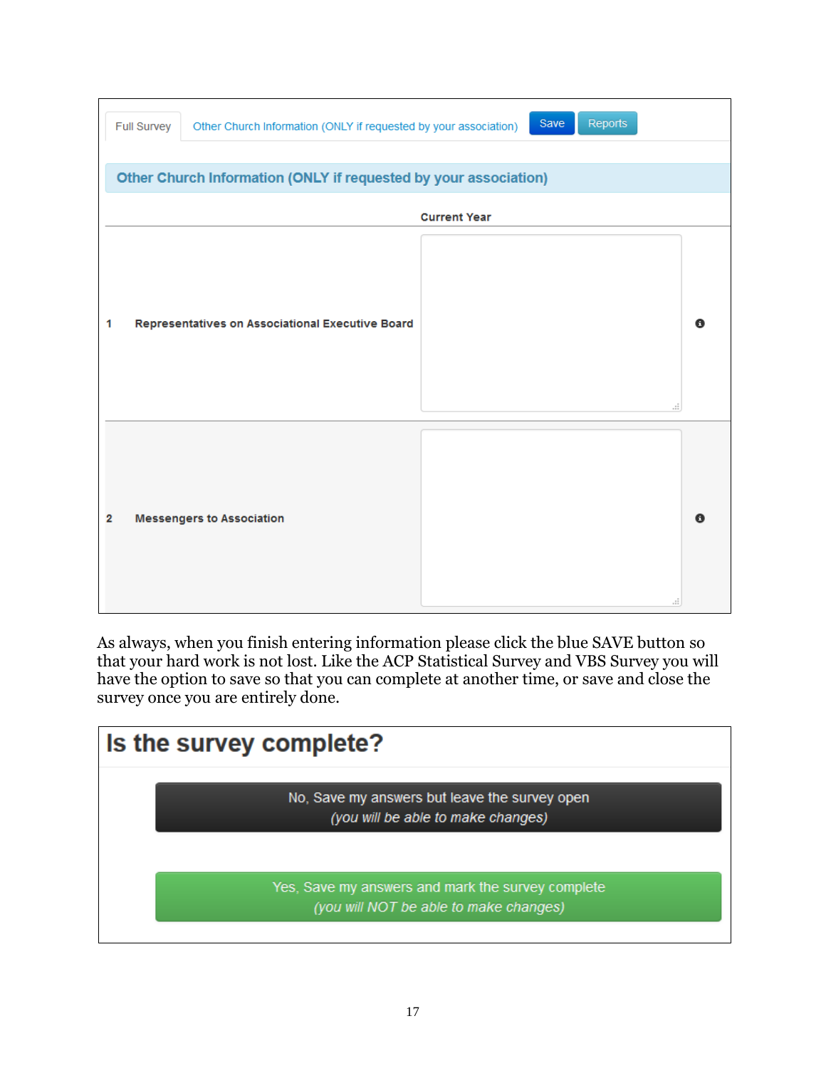Full Survey | Other Church Information (ONLY if requested by your association) | Save | Reports

**Other Church Information (ONLY if requested by your association)**

| | | Current Year |
|---|---|---|
| 1 | Representatives on Associational Executive Board | |
| 2 | Messengers to Association | |

As always, when you finish entering information please click the blue SAVE button so that your hard work is not lost. Like the ACP Statistical Survey and VBS Survey you will have the option to save so that you can complete at another time, or save and close the survey once you are entirely done.

## Is the survey complete?

No, Save my answers but leave the survey open
*(you will be able to make changes)*

Yes, Save my answers and mark the survey complete
*(you will NOT be able to make changes)*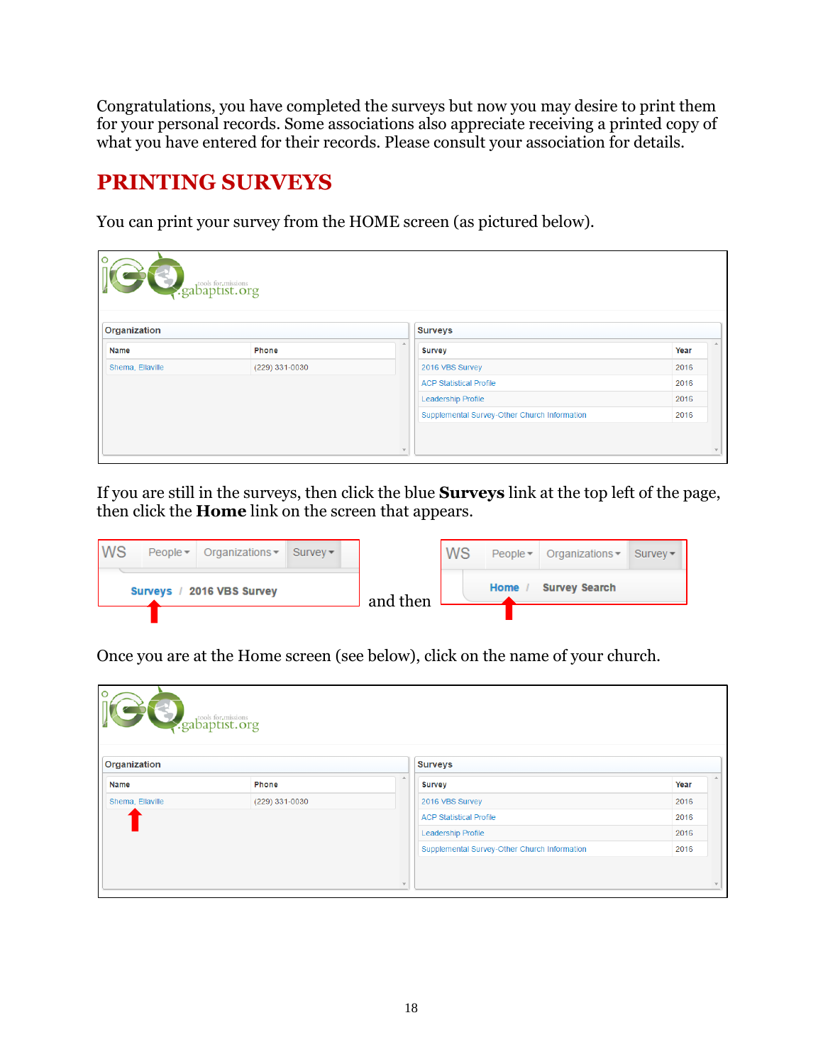Congratulations, you have completed the surveys but now you may desire to print them for your personal records. Some associations also appreciate receiving a printed copy of what you have entered for their records. Please consult your association for details.

## PRINTING SURVEYS

You can print your survey from the HOME screen (as pictured below).

If you are still in the surveys, then click the blue **Surveys** link at the top left of the page, then click the **Home** link on the screen that appears.

and then

Once you are at the Home screen (see below), click on the name of your church.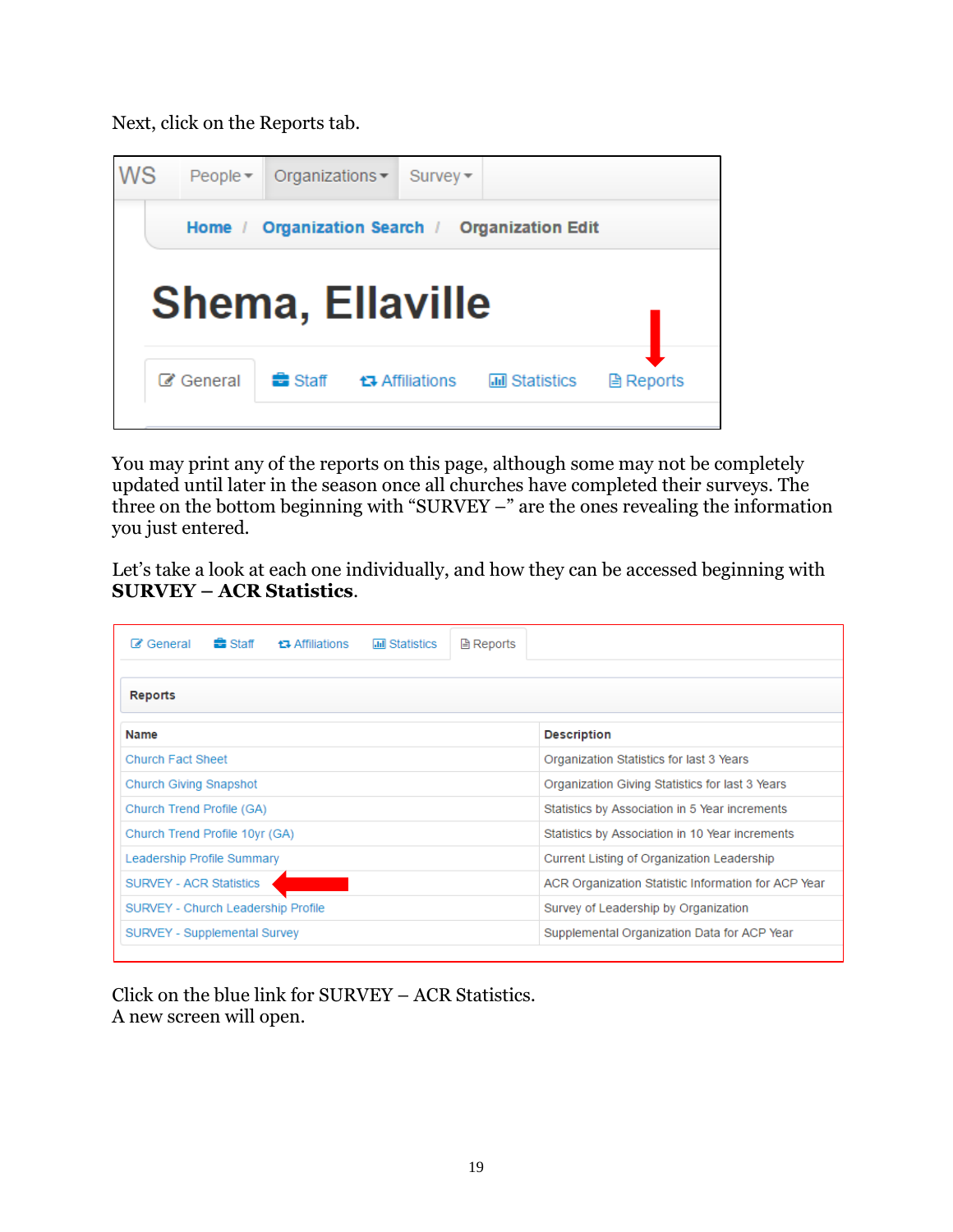Next, click on the Reports tab.

WS People Organizations Survey

Home / Organization Search / Organization Edit

Shema, Ellaville

General | Staff | Affiliations | Statistics | Reports

You may print any of the reports on this page, although some may not be completely updated until later in the season once all churches have completed their surveys. The three on the bottom beginning with “SURVEY –” are the ones revealing the information you just entered.

Let’s take a look at each one individually, and how they can be accessed beginning with **SURVEY – ACR Statistics**.

General | Staff | Affiliations | Statistics | Reports

**Reports**

| Name | Description |
|---|---|
| Church Fact Sheet | Organization Statistics for last 3 Years |
| Church Giving Snapshot | Organization Giving Statistics for last 3 Years |
| Church Trend Profile (GA) | Statistics by Association in 5 Year increments |
| Church Trend Profile 10yr (GA) | Statistics by Association in 10 Year increments |
| Leadership Profile Summary | Current Listing of Organization Leadership |
| SURVEY - ACR Statistics | ACR Organization Statistic Information for ACP Year |
| SURVEY - Church Leadership Profile | Survey of Leadership by Organization |
| SURVEY - Supplemental Survey | Supplemental Organization Data for ACP Year |

Click on the blue link for SURVEY – ACR Statistics.
A new screen will open.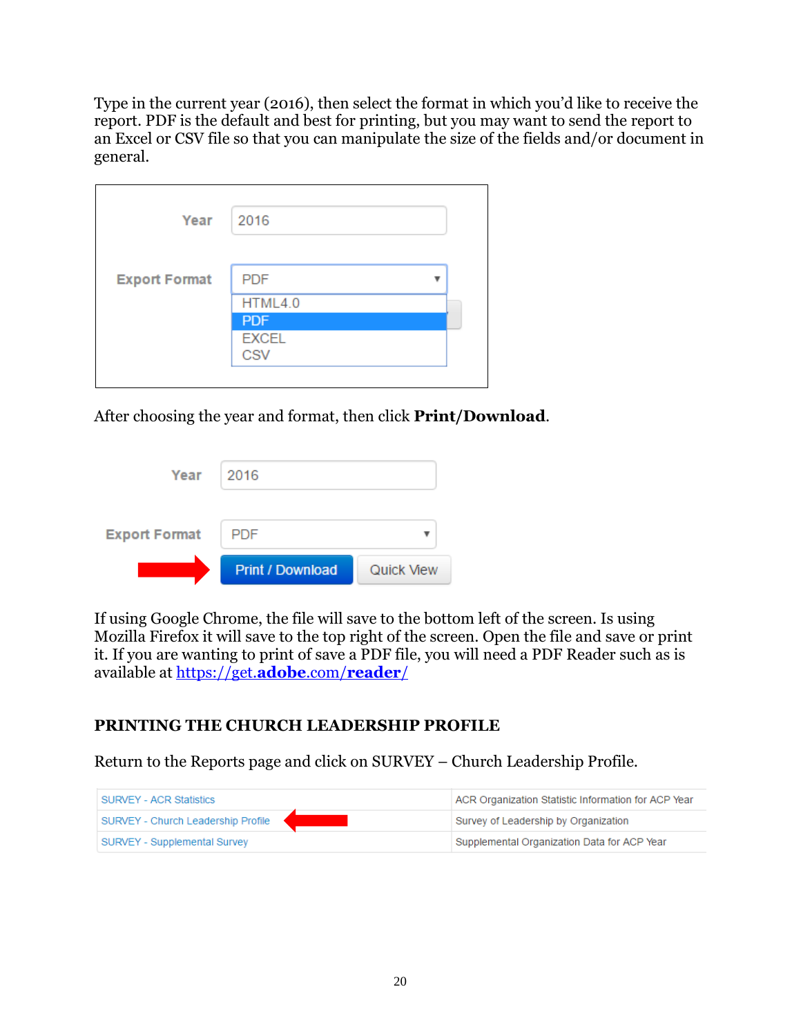Type in the current year (2016), then select the format in which you'd like to receive the report. PDF is the default and best for printing, but you may want to send the report to an Excel or CSV file so that you can manipulate the size of the fields and/or document in general.

After choosing the year and format, then click **Print/Download**.

If using Google Chrome, the file will save to the bottom left of the screen. Is using Mozilla Firefox it will save to the top right of the screen. Open the file and save or print it. If you are wanting to print of save a PDF file, you will need a PDF Reader such as is available at https://get.adobe.com/reader/

## PRINTING THE CHURCH LEADERSHIP PROFILE

Return to the Reports page and click on SURVEY – Church Leadership Profile.

| | |
|---|---|
| SURVEY - ACR Statistics | ACR Organization Statistic Information for ACP Year |
| SURVEY - Church Leadership Profile | Survey of Leadership by Organization |
| SURVEY - Supplemental Survey | Supplemental Organization Data for ACP Year |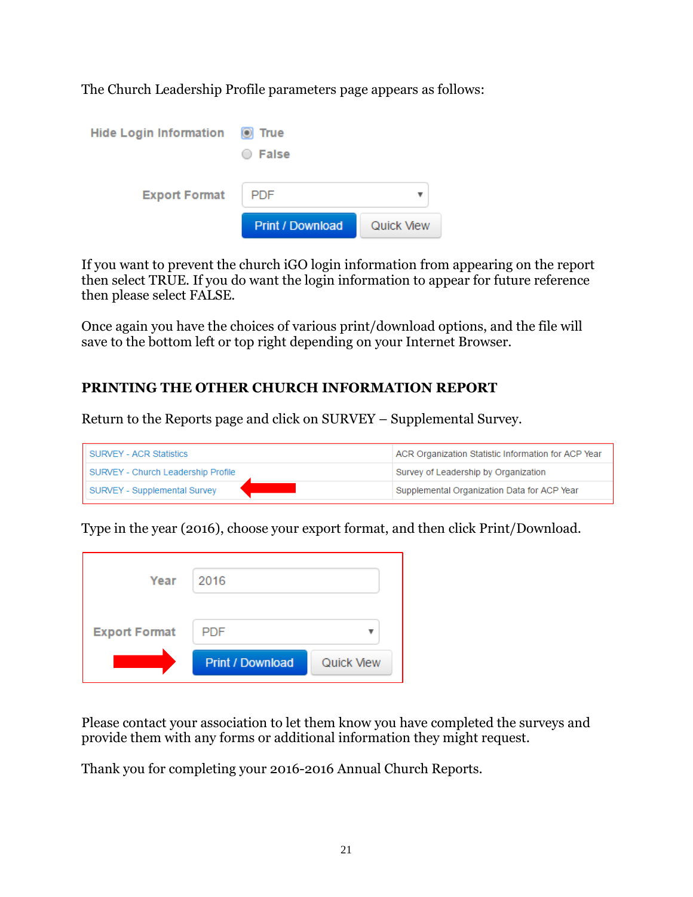The Church Leadership Profile parameters page appears as follows:

Hide Login Information

True

False

Export Format PDF

Print / Download Quick View

If you want to prevent the church iGO login information from appearing on the report then select TRUE. If you do want the login information to appear for future reference then please select FALSE.

Once again you have the choices of various print/download options, and the file will save to the bottom left or top right depending on your Internet Browser.

## PRINTING THE OTHER CHURCH INFORMATION REPORT

Return to the Reports page and click on SURVEY – Supplemental Survey.

| | |
|---|---|
| SURVEY - ACR Statistics | ACR Organization Statistic Information for ACP Year |
| SURVEY - Church Leadership Profile | Survey of Leadership by Organization |
| SURVEY - Supplemental Survey | Supplemental Organization Data for ACP Year |

Type in the year (2016), choose your export format, and then click Print/Download.

Year 2016

Export Format PDF

Print / Download Quick View

Please contact your association to let them know you have completed the surveys and provide them with any forms or additional information they might request.

Thank you for completing your 2016-2016 Annual Church Reports.